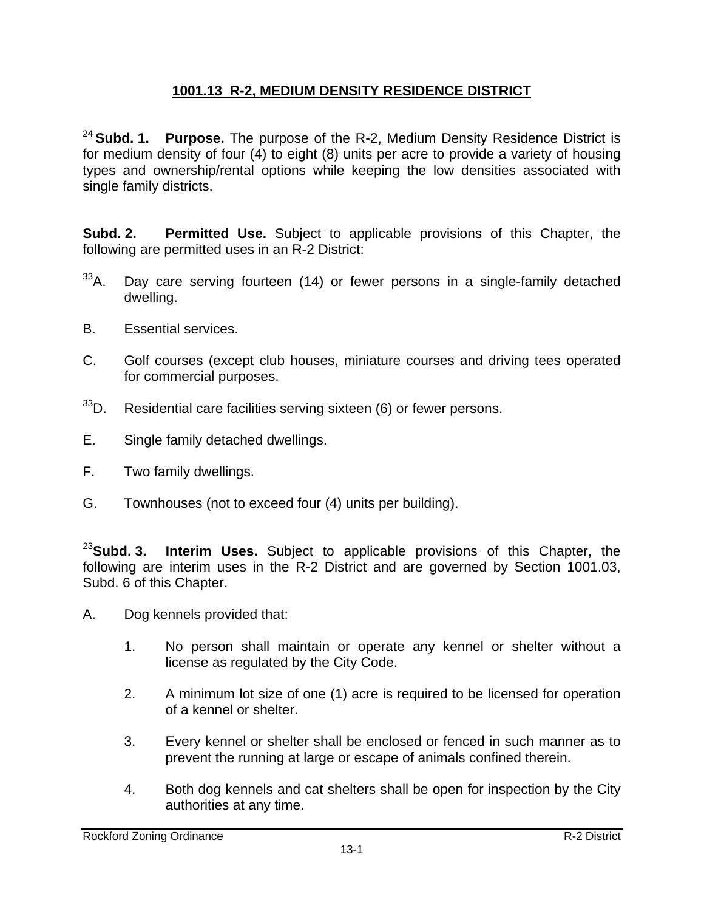# 1001.13 R-2, MEDIUM DENSITY RESIDENCE DISTRICT

[24] **Subd. 1. Purpose.** The purpose of the R-2, Medium Density Residence District is for medium density of four (4) to eight (8) units per acre to provide a variety of housing types and ownership/rental options while keeping the low densities associated with single family districts.

**Subd. 2. Permitted Use.** Subject to applicable provisions of this Chapter, the following are permitted uses in an R-2 District:

[33]A. Day care serving fourteen (14) or fewer persons in a single-family detached dwelling.

B. Essential services.

C. Golf courses (except club houses, miniature courses and driving tees operated for commercial purposes.

[33]D. Residential care facilities serving sixteen (6) or fewer persons.

E. Single family detached dwellings.

F. Two family dwellings.

G. Townhouses (not to exceed four (4) units per building).

[23]**Subd. 3. Interim Uses.** Subject to applicable provisions of this Chapter, the following are interim uses in the R-2 District and are governed by Section 1001.03, Subd. 6 of this Chapter.

A. Dog kennels provided that:

1. No person shall maintain or operate any kennel or shelter without a license as regulated by the City Code.

2. A minimum lot size of one (1) acre is required to be licensed for operation of a kennel or shelter.

3. Every kennel or shelter shall be enclosed or fenced in such manner as to prevent the running at large or escape of animals confined therein.

4. Both dog kennels and cat shelters shall be open for inspection by the City authorities at any time.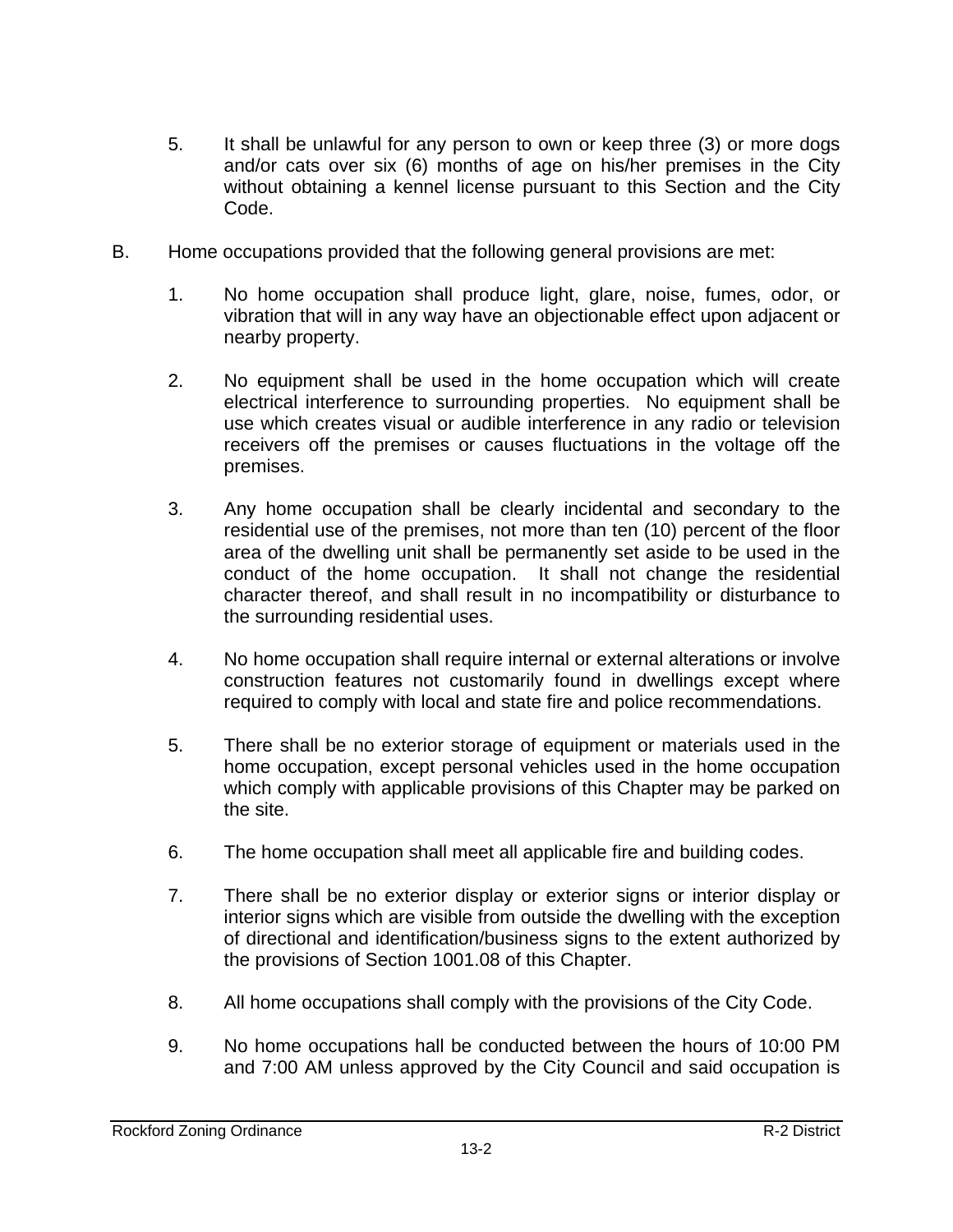5. It shall be unlawful for any person to own or keep three (3) or more dogs and/or cats over six (6) months of age on his/her premises in the City without obtaining a kennel license pursuant to this Section and the City Code.

B. Home occupations provided that the following general provisions are met:

1. No home occupation shall produce light, glare, noise, fumes, odor, or vibration that will in any way have an objectionable effect upon adjacent or nearby property.

2. No equipment shall be used in the home occupation which will create electrical interference to surrounding properties. No equipment shall be use which creates visual or audible interference in any radio or television receivers off the premises or causes fluctuations in the voltage off the premises.

3. Any home occupation shall be clearly incidental and secondary to the residential use of the premises, not more than ten (10) percent of the floor area of the dwelling unit shall be permanently set aside to be used in the conduct of the home occupation. It shall not change the residential character thereof, and shall result in no incompatibility or disturbance to the surrounding residential uses.

4. No home occupation shall require internal or external alterations or involve construction features not customarily found in dwellings except where required to comply with local and state fire and police recommendations.

5. There shall be no exterior storage of equipment or materials used in the home occupation, except personal vehicles used in the home occupation which comply with applicable provisions of this Chapter may be parked on the site.

6. The home occupation shall meet all applicable fire and building codes.

7. There shall be no exterior display or exterior signs or interior display or interior signs which are visible from outside the dwelling with the exception of directional and identification/business signs to the extent authorized by the provisions of Section 1001.08 of this Chapter.

8. All home occupations shall comply with the provisions of the City Code.

9. No home occupations hall be conducted between the hours of 10:00 PM and 7:00 AM unless approved by the City Council and said occupation is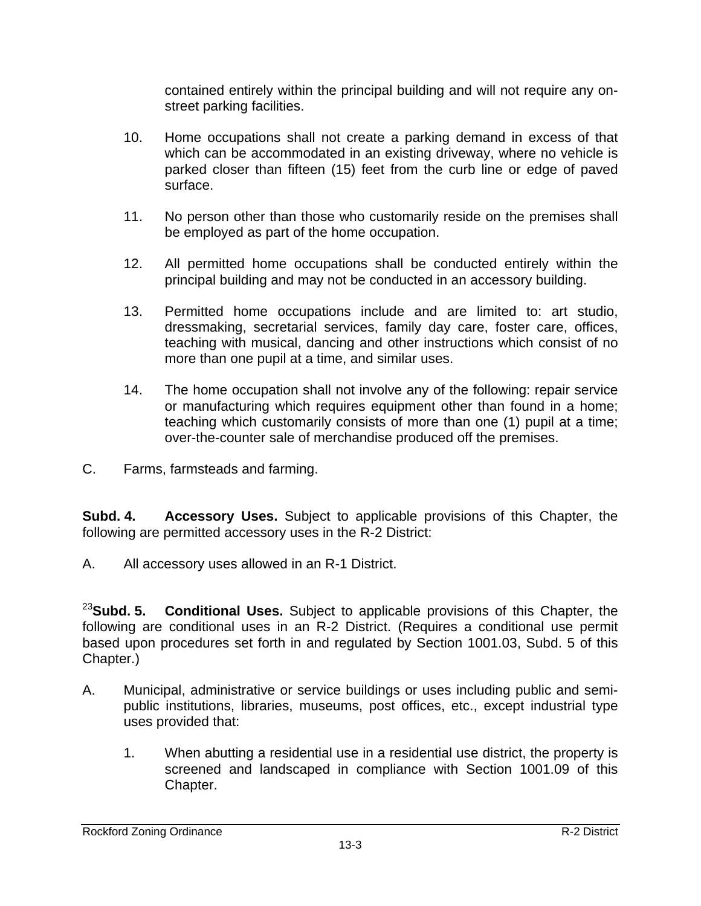contained entirely within the principal building and will not require any on-street parking facilities.

10. Home occupations shall not create a parking demand in excess of that which can be accommodated in an existing driveway, where no vehicle is parked closer than fifteen (15) feet from the curb line or edge of paved surface.

11. No person other than those who customarily reside on the premises shall be employed as part of the home occupation.

12. All permitted home occupations shall be conducted entirely within the principal building and may not be conducted in an accessory building.

13. Permitted home occupations include and are limited to: art studio, dressmaking, secretarial services, family day care, foster care, offices, teaching with musical, dancing and other instructions which consist of no more than one pupil at a time, and similar uses.

14. The home occupation shall not involve any of the following: repair service or manufacturing which requires equipment other than found in a home; teaching which customarily consists of more than one (1) pupil at a time; over-the-counter sale of merchandise produced off the premises.

C. Farms, farmsteads and farming.

**Subd. 4. Accessory Uses.** Subject to applicable provisions of this Chapter, the following are permitted accessory uses in the R-2 District:

A. All accessory uses allowed in an R-1 District.

[23]**Subd. 5. Conditional Uses.** Subject to applicable provisions of this Chapter, the following are conditional uses in an R-2 District. (Requires a conditional use permit based upon procedures set forth in and regulated by Section 1001.03, Subd. 5 of this Chapter.)

A. Municipal, administrative or service buildings or uses including public and semi-public institutions, libraries, museums, post offices, etc., except industrial type uses provided that:

1. When abutting a residential use in a residential use district, the property is screened and landscaped in compliance with Section 1001.09 of this Chapter.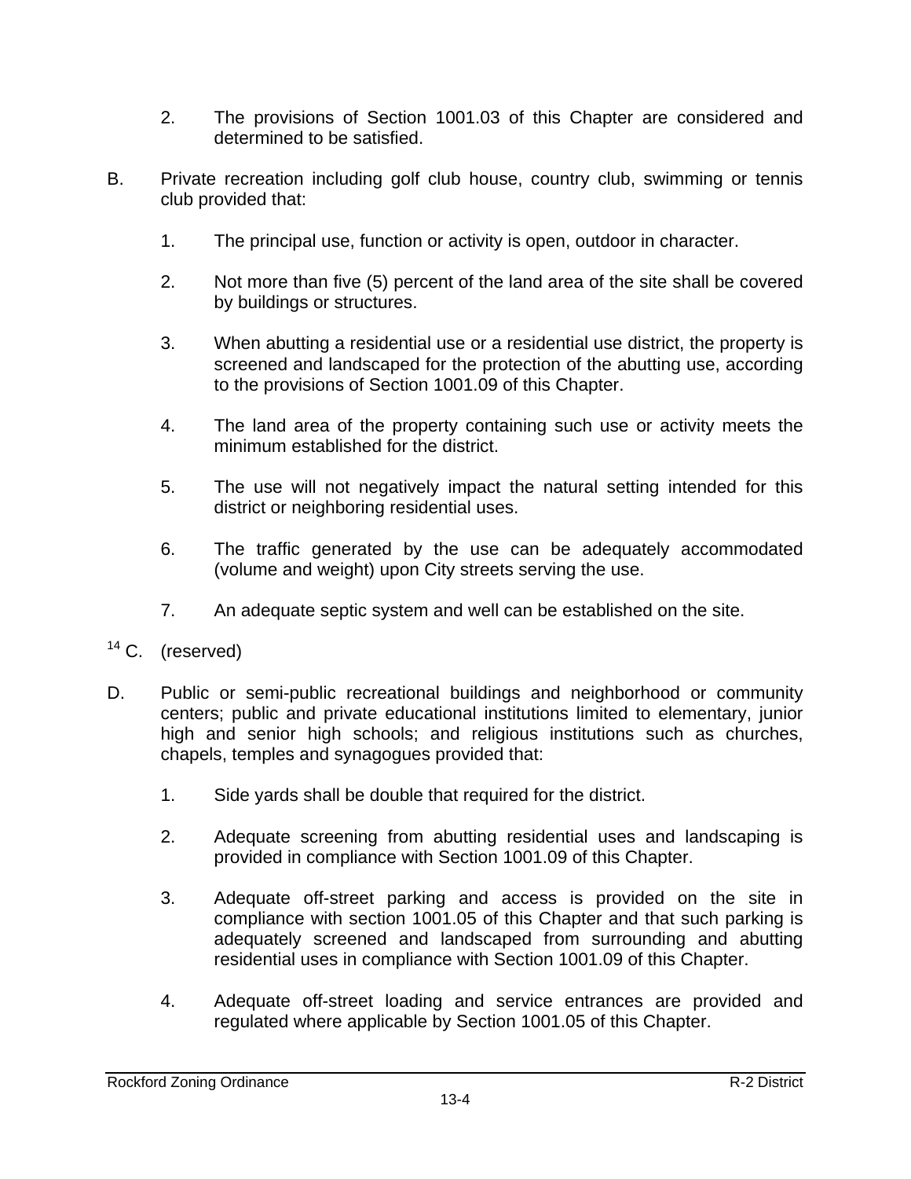2. The provisions of Section 1001.03 of this Chapter are considered and determined to be satisfied.

B. Private recreation including golf club house, country club, swimming or tennis club provided that:

1. The principal use, function or activity is open, outdoor in character.

2. Not more than five (5) percent of the land area of the site shall be covered by buildings or structures.

3. When abutting a residential use or a residential use district, the property is screened and landscaped for the protection of the abutting use, according to the provisions of Section 1001.09 of this Chapter.

4. The land area of the property containing such use or activity meets the minimum established for the district.

5. The use will not negatively impact the natural setting intended for this district or neighboring residential uses.

6. The traffic generated by the use can be adequately accommodated (volume and weight) upon City streets serving the use.

7. An adequate septic system and well can be established on the site.

[14] C. (reserved)

D. Public or semi-public recreational buildings and neighborhood or community centers; public and private educational institutions limited to elementary, junior high and senior high schools; and religious institutions such as churches, chapels, temples and synagogues provided that:

1. Side yards shall be double that required for the district.

2. Adequate screening from abutting residential uses and landscaping is provided in compliance with Section 1001.09 of this Chapter.

3. Adequate off-street parking and access is provided on the site in compliance with section 1001.05 of this Chapter and that such parking is adequately screened and landscaped from surrounding and abutting residential uses in compliance with Section 1001.09 of this Chapter.

4. Adequate off-street loading and service entrances are provided and regulated where applicable by Section 1001.05 of this Chapter.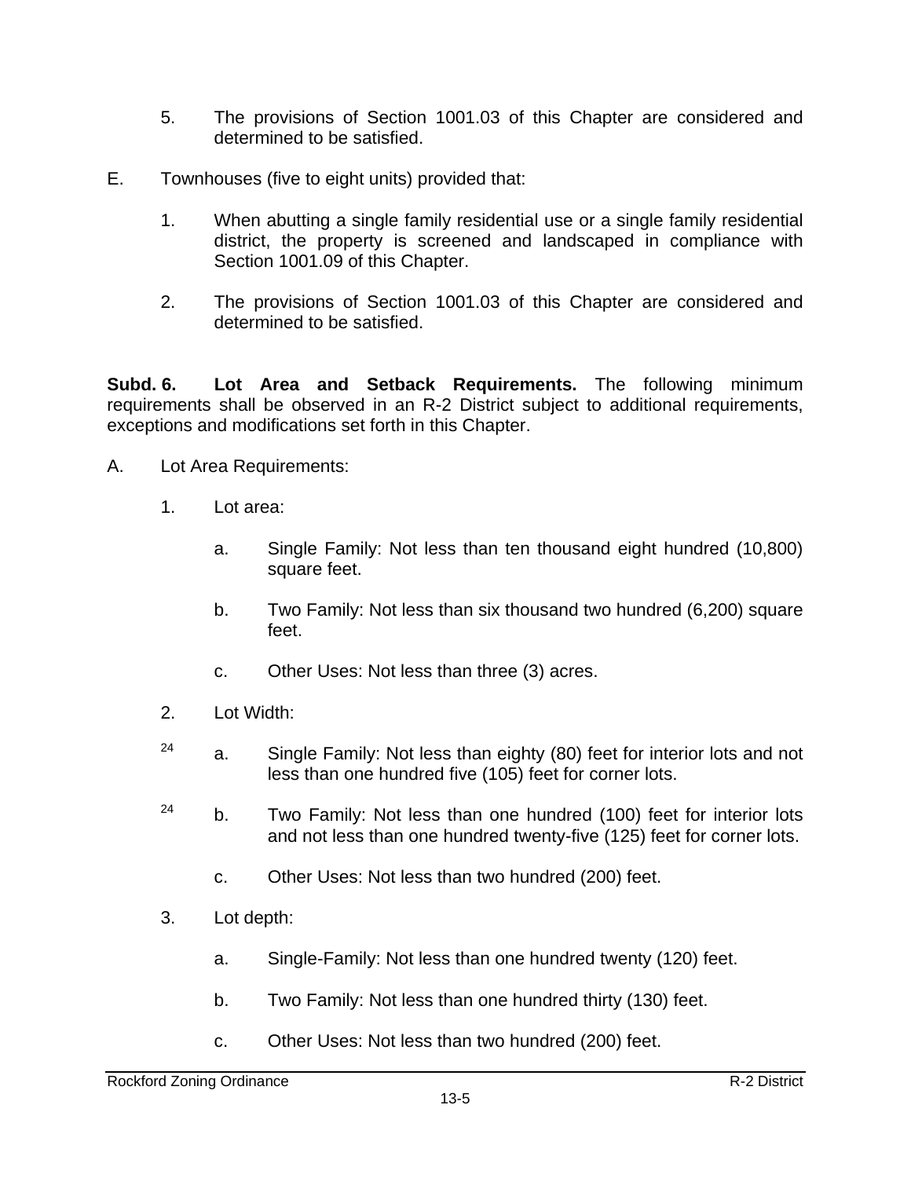5. The provisions of Section 1001.03 of this Chapter are considered and determined to be satisfied.

E. Townhouses (five to eight units) provided that:

1. When abutting a single family residential use or a single family residential district, the property is screened and landscaped in compliance with Section 1001.09 of this Chapter.

2. The provisions of Section 1001.03 of this Chapter are considered and determined to be satisfied.

**Subd. 6. Lot Area and Setback Requirements.** The following minimum requirements shall be observed in an R-2 District subject to additional requirements, exceptions and modifications set forth in this Chapter.

A. Lot Area Requirements:

1. Lot area:

a. Single Family: Not less than ten thousand eight hundred (10,800) square feet.

b. Two Family: Not less than six thousand two hundred (6,200) square feet.

c. Other Uses: Not less than three (3) acres.

2. Lot Width:

[24] a. Single Family: Not less than eighty (80) feet for interior lots and not less than one hundred five (105) feet for corner lots.

[24] b. Two Family: Not less than one hundred (100) feet for interior lots and not less than one hundred twenty-five (125) feet for corner lots.

c. Other Uses: Not less than two hundred (200) feet.

3. Lot depth:

a. Single-Family: Not less than one hundred twenty (120) feet.

b. Two Family: Not less than one hundred thirty (130) feet.

c. Other Uses: Not less than two hundred (200) feet.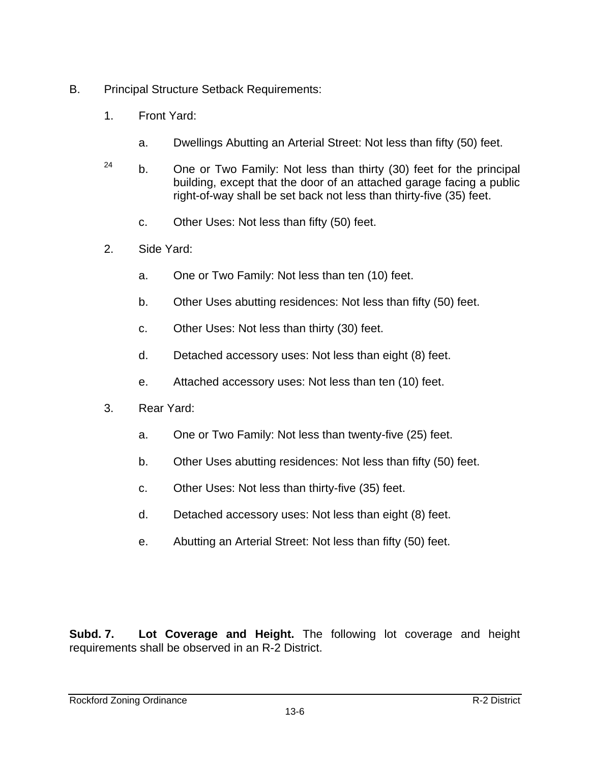B. Principal Structure Setback Requirements:

1. Front Yard:

   a. Dwellings Abutting an Arterial Street: Not less than fifty (50) feet.

   [24] b. One or Two Family: Not less than thirty (30) feet for the principal building, except that the door of an attached garage facing a public right-of-way shall be set back not less than thirty-five (35) feet.

   c. Other Uses: Not less than fifty (50) feet.

2. Side Yard:

   a. One or Two Family: Not less than ten (10) feet.

   b. Other Uses abutting residences: Not less than fifty (50) feet.

   c. Other Uses: Not less than thirty (30) feet.

   d. Detached accessory uses: Not less than eight (8) feet.

   e. Attached accessory uses: Not less than ten (10) feet.

3. Rear Yard:

   a. One or Two Family: Not less than twenty-five (25) feet.

   b. Other Uses abutting residences: Not less than fifty (50) feet.

   c. Other Uses: Not less than thirty-five (35) feet.

   d. Detached accessory uses: Not less than eight (8) feet.

   e. Abutting an Arterial Street: Not less than fifty (50) feet.

**Subd. 7. Lot Coverage and Height.** The following lot coverage and height requirements shall be observed in an R-2 District.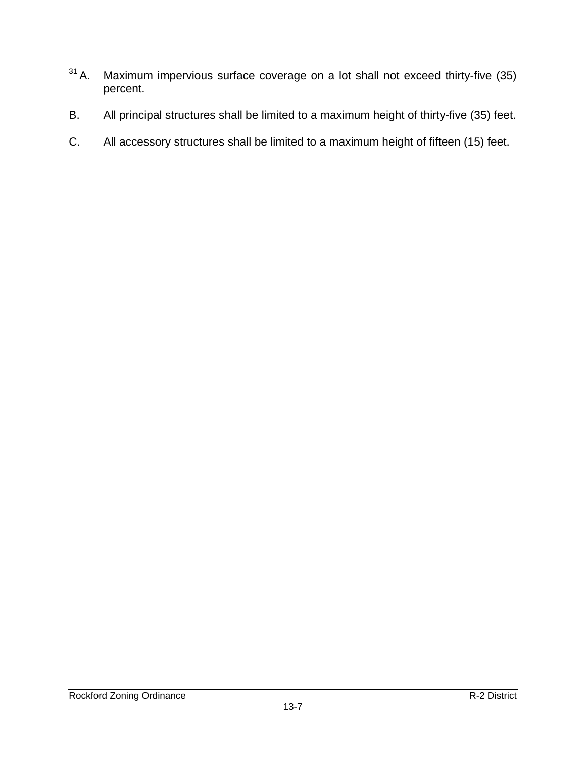[31] A. Maximum impervious surface coverage on a lot shall not exceed thirty-five (35) percent.

B. All principal structures shall be limited to a maximum height of thirty-five (35) feet.

C. All accessory structures shall be limited to a maximum height of fifteen (15) feet.